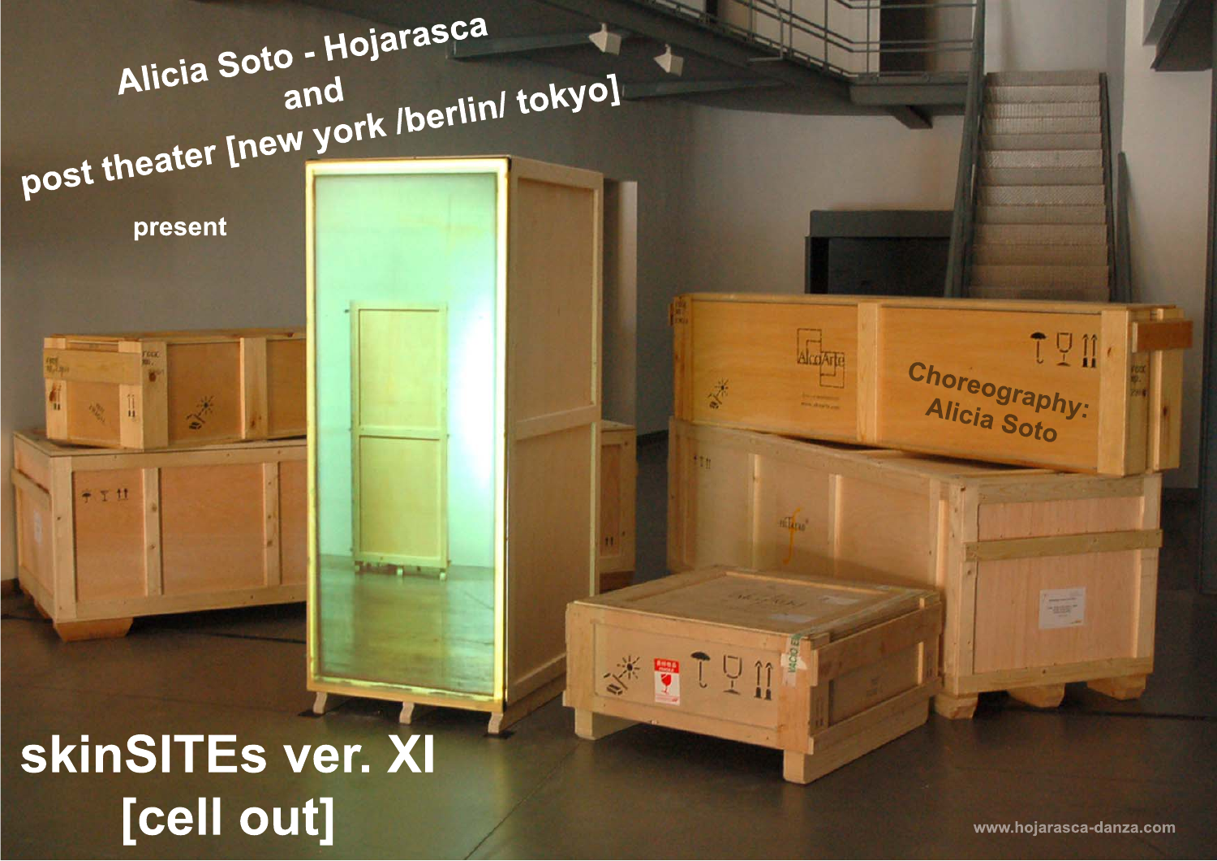Alicia Soto - Hojarasca

and

post theater [new york /berlin/ tokyo]

present

Choreography:
Alicia Soto

# skinSITEs ver. XI
# [cell out]

www.hojarasca-danza.com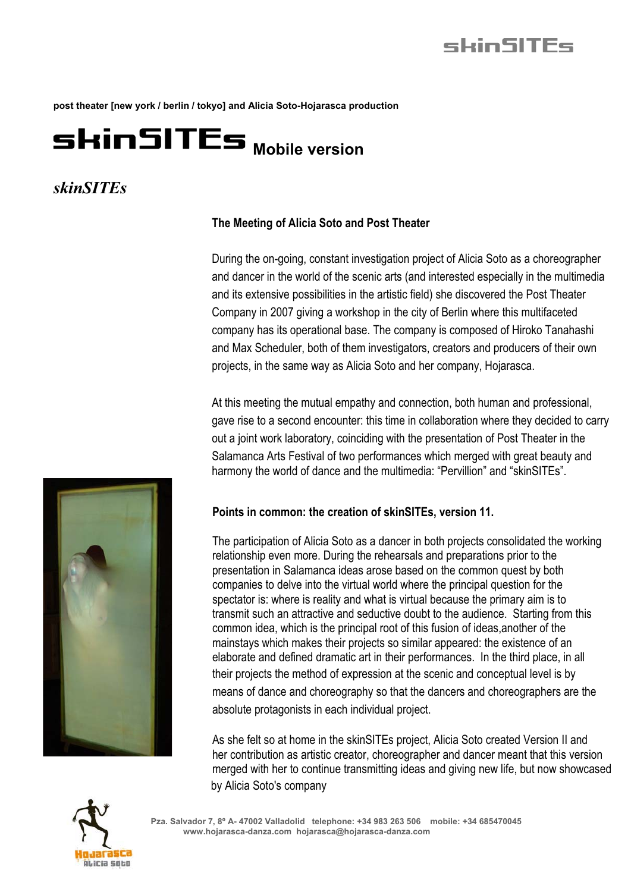post theater [new york / berlin / tokyo] and Alicia Soto-Hojarasca production

# skinSITEs Mobile version

## *skinSITEs*

### The Meeting of Alicia Soto and Post Theater

During the on-going, constant investigation project of Alicia Soto as a choreographer and dancer in the world of the scenic arts (and interested especially in the multimedia and its extensive possibilities in the artistic field) she discovered the Post Theater Company in 2007 giving a workshop in the city of Berlin where this multifaceted company has its operational base. The company is composed of Hiroko Tanahashi and Max Scheduler, both of them investigators, creators and producers of their own projects, in the same way as Alicia Soto and her company, Hojarasca.

At this meeting the mutual empathy and connection, both human and professional, gave rise to a second encounter: this time in collaboration where they decided to carry out a joint work laboratory, coinciding with the presentation of Post Theater in the Salamanca Arts Festival of two performances which merged with great beauty and harmony the world of dance and the multimedia: "Pervillion" and "skinSITEs".

### Points in common: the creation of skinSITEs, version 11.

The participation of Alicia Soto as a dancer in both projects consolidated the working relationship even more. During the rehearsals and preparations prior to the presentation in Salamanca ideas arose based on the common quest by both companies to delve into the virtual world where the principal question for the spectator is: where is reality and what is virtual because the primary aim is to transmit such an attractive and seductive doubt to the audience. Starting from this common idea, which is the principal root of this fusion of ideas,another of the mainstays which makes their projects so similar appeared: the existence of an elaborate and defined dramatic art in their performances. In the third place, in all their projects the method of expression at the scenic and conceptual level is by means of dance and choreography so that the dancers and choreographers are the absolute protagonists in each individual project.

As she felt so at home in the skinSITEs project, Alicia Soto created Version II and her contribution as artistic creator, choreographer and dancer meant that this version merged with her to continue transmitting ideas and giving new life, but now showcased by Alicia Soto's company

Pza. Salvador 7, 8º A- 47002 Valladolid telephone: +34 983 263 506 mobile: +34 685470045
www.hojarasca-danza.com hojarasca@hojarasca-danza.com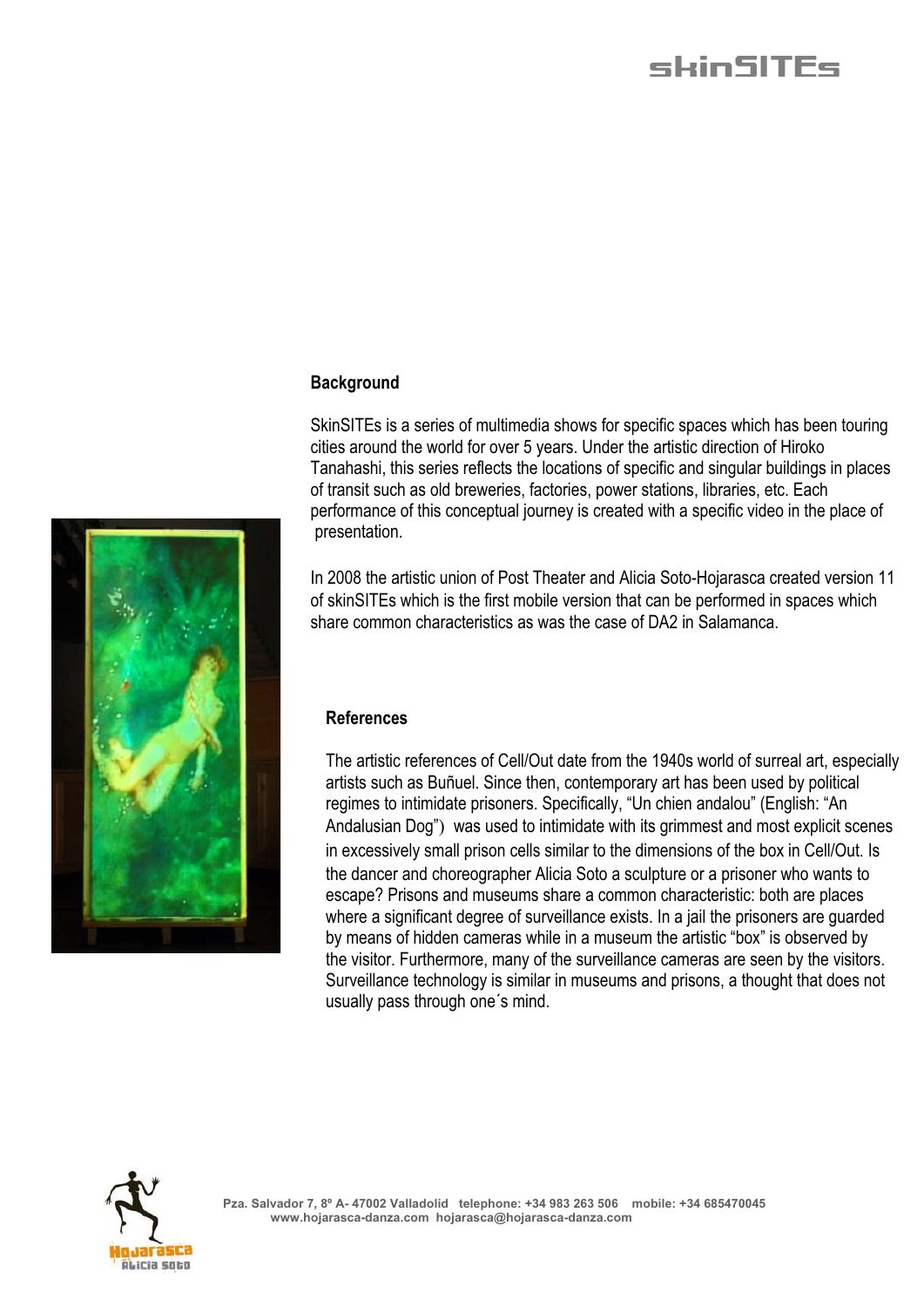## Background

SkinSITEs is a series of multimedia shows for specific spaces which has been touring cities around the world for over 5 years. Under the artistic direction of Hiroko Tanahashi, this series reflects the locations of specific and singular buildings in places of transit such as old breweries, factories, power stations, libraries, etc. Each performance of this conceptual journey is created with a specific video in the place of presentation.

In 2008 the artistic union of Post Theater and Alicia Soto-Hojarasca created version 11 of skinSITEs which is the first mobile version that can be performed in spaces which share common characteristics as was the case of DA2 in Salamanca.

## References

The artistic references of Cell/Out date from the 1940s world of surreal art, especially artists such as Buñuel. Since then, contemporary art has been used by political regimes to intimidate prisoners. Specifically, "Un chien andalou" (English: "An Andalusian Dog") was used to intimidate with its grimmest and most explicit scenes in excessively small prison cells similar to the dimensions of the box in Cell/Out. Is the dancer and choreographer Alicia Soto a sculpture or a prisoner who wants to escape? Prisons and museums share a common characteristic: both are places where a significant degree of surveillance exists. In a jail the prisoners are guarded by means of hidden cameras while in a museum the artistic "box" is observed by the visitor. Furthermore, many of the surveillance cameras are seen by the visitors. Surveillance technology is similar in museums and prisons, a thought that does not usually pass through one´s mind.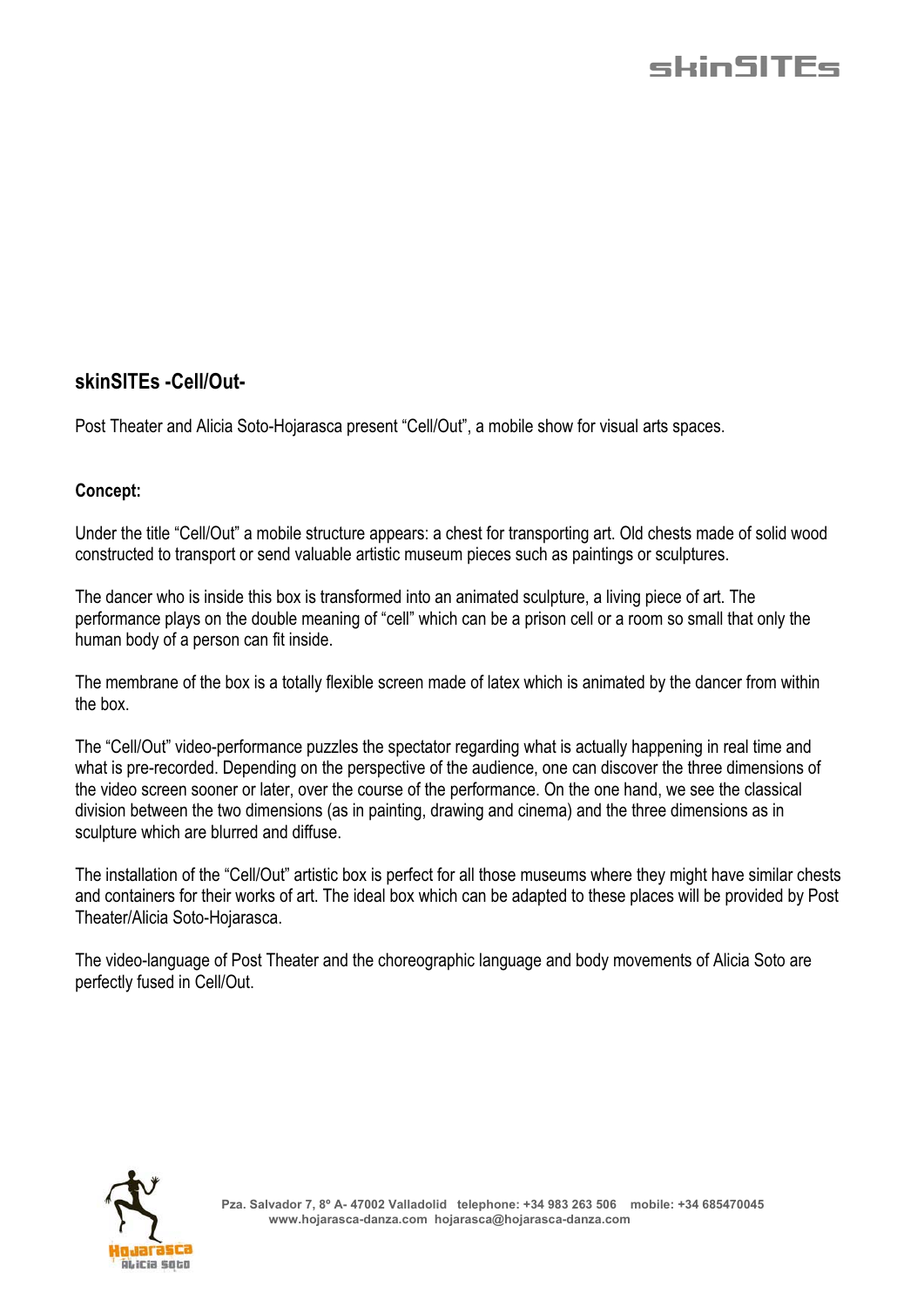## skinSITEs -Cell/Out-

Post Theater and Alicia Soto-Hojarasca present “Cell/Out”, a mobile show for visual arts spaces.

### Concept:

Under the title “Cell/Out” a mobile structure appears: a chest for transporting art. Old chests made of solid wood constructed to transport or send valuable artistic museum pieces such as paintings or sculptures.

The dancer who is inside this box is transformed into an animated sculpture, a living piece of art. The performance plays on the double meaning of “cell” which can be a prison cell or a room so small that only the human body of a person can fit inside.

The membrane of the box is a totally flexible screen made of latex which is animated by the dancer from within the box.

The “Cell/Out” video-performance puzzles the spectator regarding what is actually happening in real time and what is pre-recorded. Depending on the perspective of the audience, one can discover the three dimensions of the video screen sooner or later, over the course of the performance. On the one hand, we see the classical division between the two dimensions (as in painting, drawing and cinema) and the three dimensions as in sculpture which are blurred and diffuse.

The installation of the “Cell/Out” artistic box is perfect for all those museums where they might have similar chests and containers for their works of art. The ideal box which can be adapted to these places will be provided by Post Theater/Alicia Soto-Hojarasca.

The video-language of Post Theater and the choreographic language and body movements of Alicia Soto are perfectly fused in Cell/Out.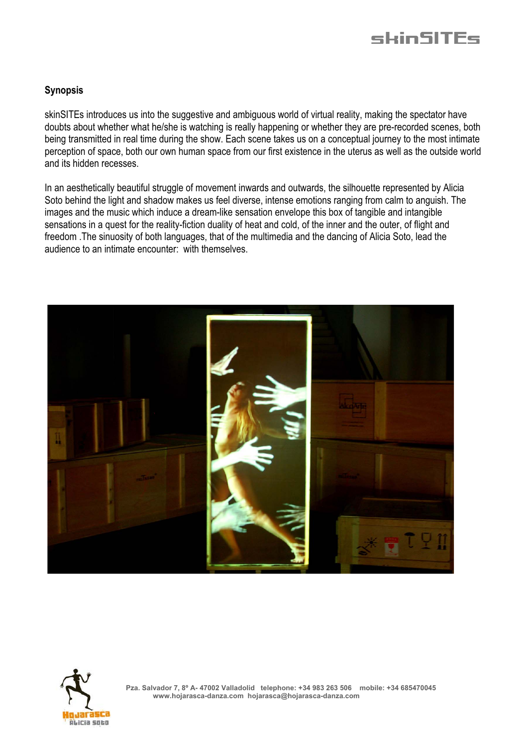## Synopsis

skinSITEs introduces us into the suggestive and ambiguous world of virtual reality, making the spectator have doubts about whether what he/she is watching is really happening or whether they are pre-recorded scenes, both being transmitted in real time during the show. Each scene takes us on a conceptual journey to the most intimate perception of space, both our own human space from our first existence in the uterus as well as the outside world and its hidden recesses.

In an aesthetically beautiful struggle of movement inwards and outwards, the silhouette represented by Alicia Soto behind the light and shadow makes us feel diverse, intense emotions ranging from calm to anguish. The images and the music which induce a dream-like sensation envelope this box of tangible and intangible sensations in a quest for the reality-fiction duality of heat and cold, of the inner and the outer, of flight and freedom .The sinuosity of both languages, that of the multimedia and the dancing of Alicia Soto, lead the audience to an intimate encounter:  with themselves.

Pza. Salvador 7, 8º A- 47002 Valladolid   telephone: +34 983 263 506    mobile: +34 685470045
www.hojarasca-danza.com  hojarasca@hojarasca-danza.com